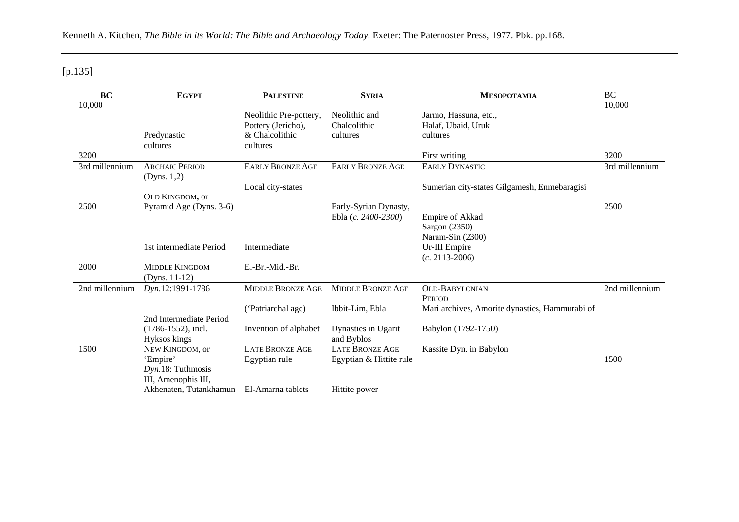Kenneth A. Kitchen, *The Bible in its World: The Bible and Archaeology Today*. Exeter: The Paternoster Press, 1977. Pbk. pp.168.

---

[p.135]

| **BC** | **Egypt** | **Palestine** | **Syria** | **Mesopotamia** | BC |
|---|---|---|---|---|---|
| 10,000 | | | | | 10,000 |
| | Predynastic cultures | Neolithic Pre-pottery, Pottery (Jericho), & Chalcolithic cultures | Neolithic and Chalcolithic cultures | Jarmo, Hassuna, etc., Halaf, Ubaid, Uruk cultures | |
| 3200 | | | | First writing | 3200 |
| 3rd millennium | Archaic Period (Dyns. 1,2) | Early Bronze Age | Early Bronze Age | Early Dynastic | 3rd millennium |
| | | Local city-states | | Sumerian city-states Gilgamesh, Enmebaragisi | |
| 2500 | Old Kingdom, or Pyramid Age (Dyns. 3-6) | | Early-Syrian Dynasty, Ebla (*c. 2400-2300*) | Empire of Akkad Sargon (2350) Naram-Sin (2300) | 2500 |
| | 1st intermediate Period | Intermediate | | Ur-III Empire (*c.* 2113-2006) | |
| 2000 | Middle Kingdom (Dyns. 11-12) | E.-Br.-Mid.-Br. | | | |
| 2nd millennium | *Dyn.*12:1991-1786 | Middle Bronze Age | Middle Bronze Age | Old-Babylonian Period | 2nd millennium |
| | | ('Patriarchal age) | Ibbit-Lim, Ebla | Mari archives, Amorite dynasties, Hammurabi of | |
| | 2nd Intermediate Period (1786-1552), incl. Hyksos kings | Invention of alphabet | Dynasties in Ugarit and Byblos | Babylon (1792-1750) | |
| 1500 | New Kingdom, or 'Empire' *Dyn.*18: Tuthmosis III, Amenophis III, | Late Bronze Age Egyptian rule | Late Bronze Age Egyptian & Hittite rule | Kassite Dyn. in Babylon | 1500 |
| | Akhenaten, Tutankhamun | El-Amarna tablets | Hittite power | | |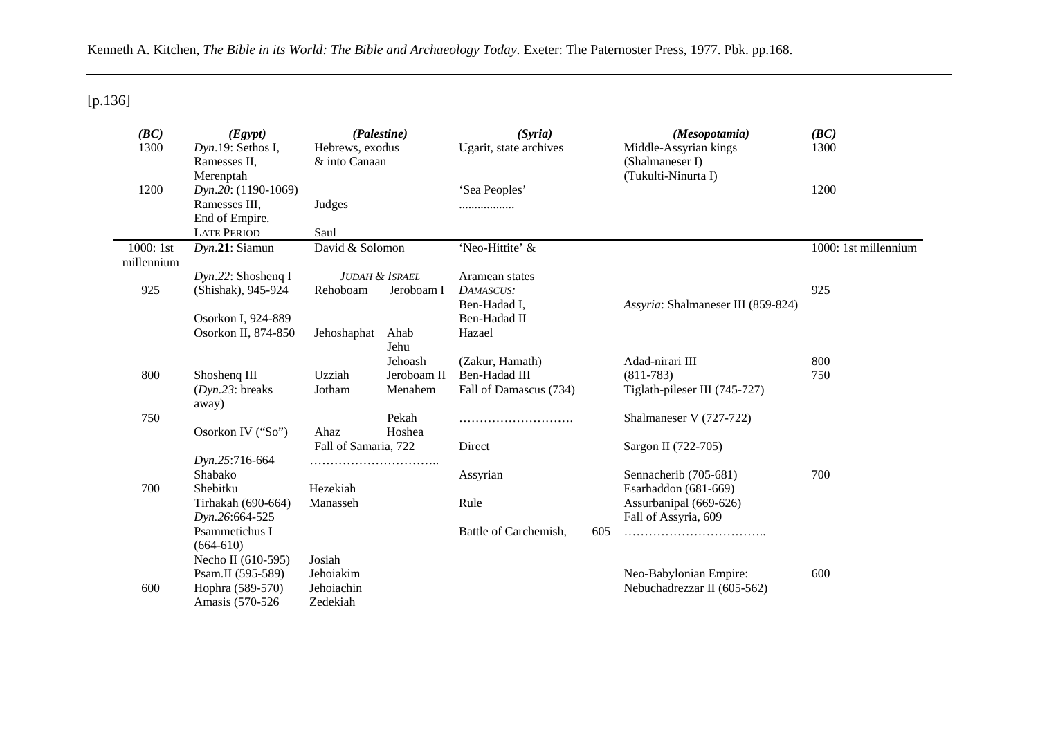Kenneth A. Kitchen, *The Bible in its World: The Bible and Archaeology Today*. Exeter: The Paternoster Press, 1977. Pbk. pp.168.

---

[p.136]

| *(BC)* | *(Egypt)* | *(Palestine)* | | *(Syria)* | | *(Mesopotamia)* | *(BC)* |
|---|---|---|---|---|---|---|---|
| 1300 | *Dyn*.19: Sethos I, Ramesses II, Merenptah | Hebrews, exodus & into Canaan | | Ugarit, state archives | | Middle-Assyrian kings (Shalmaneser I) (Tukulti-Ninurta I) | 1300 |
| 1200 | *Dyn.20*: (1190-1069) | | | 'Sea Peoples' | | | 1200 |
| | Ramesses III, | Judges | | ................. | | | |
| | End of Empire. | | | | | | |
| | LATE PERIOD | Saul | | | | | |
| 1000: 1st millennium | *Dyn*.**21**: Siamun | David & Solomon | | 'Neo-Hittite' & | | | 1000: 1st millennium |
| | *Dyn.22*: Shoshenq I | *JUDAH & ISRAEL* | | Aramean states | | | |
| 925 | (Shishak), 945-924 | Rehoboam | Jeroboam I | *DAMASCUS:* | | | 925 |
| | | | | Ben-Hadad I, | | *Assyria*: Shalmaneser III (859-824) | |
| | Osorkon I, 924-889 | | | Ben-Hadad II | | | |
| | Osorkon II, 874-850 | Jehoshaphat | Ahab | Hazael | | | |
| | | | Jehu | | | | |
| | | | Jehoash | (Zakur, Hamath) | | Adad-nirari III | 800 |
| 800 | Shoshenq III | Uzziah | Jeroboam II | Ben-Hadad III | | (811-783) | 750 |
| | (*Dyn.23*: breaks away) | Jotham | Menahem | Fall of Damascus (734) | | Tiglath-pileser III (745-727) | |
| 750 | | | Pekah | ………………………. | | Shalmaneser V (727-722) | |
| | Osorkon IV ("So") | Ahaz | Hoshea | | | | |
| | | Fall of Samaria, 722 | | Direct | | Sargon II (722-705) | |
| | *Dyn.25*:716-664 | ………………………….. | | | | | |
| | Shabako | | | Assyrian | | Sennacherib (705-681) | 700 |
| 700 | Shebitku | Hezekiah | | | | Esarhaddon (681-669) | |
| | Tirhakah (690-664) | Manasseh | | Rule | | Assurbanipal (669-626) | |
| | *Dyn.26*:664-525 | | | | | Fall of Assyria, 609 | |
| | Psammetichus I (664-610) | | | Battle of Carchemish, | 605 | …………………………….. | |
| | Necho II (610-595) | Josiah | | | | | |
| | Psam.II (595-589) | Jehoiakim | | | | Neo-Babylonian Empire: | 600 |
| 600 | Hophra (589-570) | Jehoiachin | | | | Nebuchadrezzar II (605-562) | |
| | Amasis (570-526 | Zedekiah | | | | | |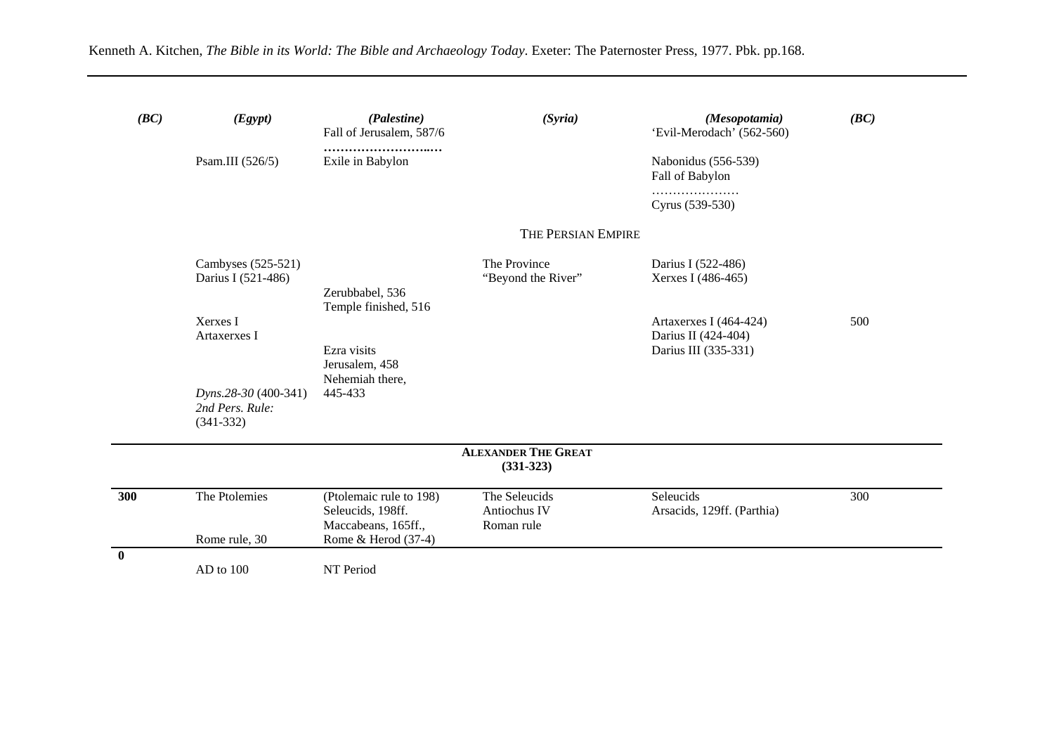Kenneth A. Kitchen, *The Bible in its World: The Bible and Archaeology Today*. Exeter: The Paternoster Press, 1977. Pbk. pp.168.

| *(BC)* | *(Egypt)* | *(Palestine)* | *(Syria)* | *(Mesopotamia)* | *(BC)* |
|---|---|---|---|---|---|
| | | Fall of Jerusalem, 587/6 | | 'Evil-Merodach' (562-560) | |
| | | ……………………..… | | | |
| | Psam.III (526/5) | Exile in Babylon | | Nabonidus (556-539) | |
| | | | | Fall of Babylon | |
| | | | | ………………… | |
| | | | | Cyrus (539-530) | |
| | | | THE PERSIAN EMPIRE | | |
| | Cambyses (525-521) | | The Province | Darius I (522-486) | |
| | Darius I (521-486) | | "Beyond the River" | Xerxes I (486-465) | |
| | | Zerubbabel, 536 | | | |
| | | Temple finished, 516 | | | |
| | Xerxes I | | | Artaxerxes I (464-424) | 500 |
| | Artaxerxes I | | | Darius II (424-404) | |
| | | Ezra visits Jerusalem, 458 | | Darius III (335-331) | |
| | | Nehemiah there, | | | |
| | *Dyns.28-30* (400-341) | 445-433 | | | |
| | *2nd Pers. Rule:* (341-332) | | | | |
| | | | **ALEXANDER THE GREAT (331-323)** | | |
| **300** | The Ptolemies | (Ptolemaic rule to 198) | The Seleucids | Seleucids | 300 |
| | | Seleucids, 198ff. | Antiochus IV | Arsacids, 129ff. (Parthia) | |
| | | Maccabeans, 165ff., | Roman rule | | |
| | Rome rule, 30 | Rome & Herod (37-4) | | | |
| **0** | | | | | |
| | AD to 100 | NT Period | | | |